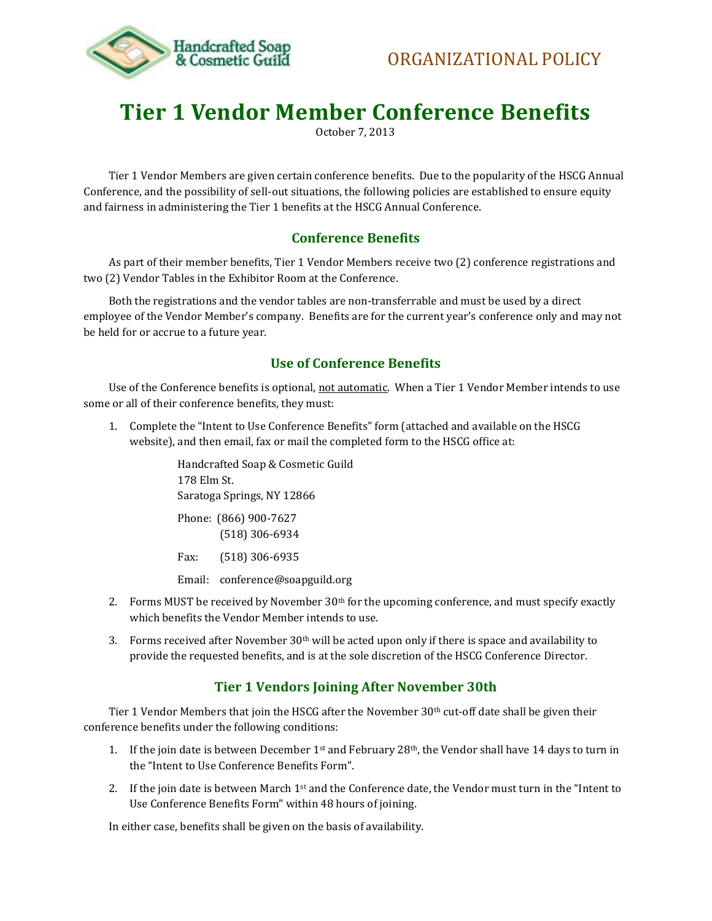ORGANIZATIONAL POLICY

# Tier 1 Vendor Member Conference Benefits

October 7, 2013

Tier 1 Vendor Members are given certain conference benefits. Due to the popularity of the HSCG Annual Conference, and the possibility of sell-out situations, the following policies are established to ensure equity and fairness in administering the Tier 1 benefits at the HSCG Annual Conference.

## Conference Benefits

As part of their member benefits, Tier 1 Vendor Members receive two (2) conference registrations and two (2) Vendor Tables in the Exhibitor Room at the Conference.

Both the registrations and the vendor tables are non-transferrable and must be used by a direct employee of the Vendor Member's company. Benefits are for the current year's conference only and may not be held for or accrue to a future year.

## Use of Conference Benefits

Use of the Conference benefits is optional, <u>not automatic</u>. When a Tier 1 Vendor Member intends to use some or all of their conference benefits, they must:

1. Complete the "Intent to Use Conference Benefits" form (attached and available on the HSCG website), and then email, fax or mail the completed form to the HSCG office at:

   Handcrafted Soap & Cosmetic Guild
   178 Elm St.
   Saratoga Springs, NY 12866

   Phone: (866) 900-7627
   (518) 306-6934

   Fax: (518) 306-6935

   Email: conference@soapguild.org

2. Forms MUST be received by November 30th for the upcoming conference, and must specify exactly which benefits the Vendor Member intends to use.
3. Forms received after November 30th will be acted upon only if there is space and availability to provide the requested benefits, and is at the sole discretion of the HSCG Conference Director.

## Tier 1 Vendors Joining After November 30th

Tier 1 Vendor Members that join the HSCG after the November 30th cut-off date shall be given their conference benefits under the following conditions:

1. If the join date is between December 1st and February 28th, the Vendor shall have 14 days to turn in the "Intent to Use Conference Benefits Form".
2. If the join date is between March 1st and the Conference date, the Vendor must turn in the "Intent to Use Conference Benefits Form" within 48 hours of joining.

In either case, benefits shall be given on the basis of availability.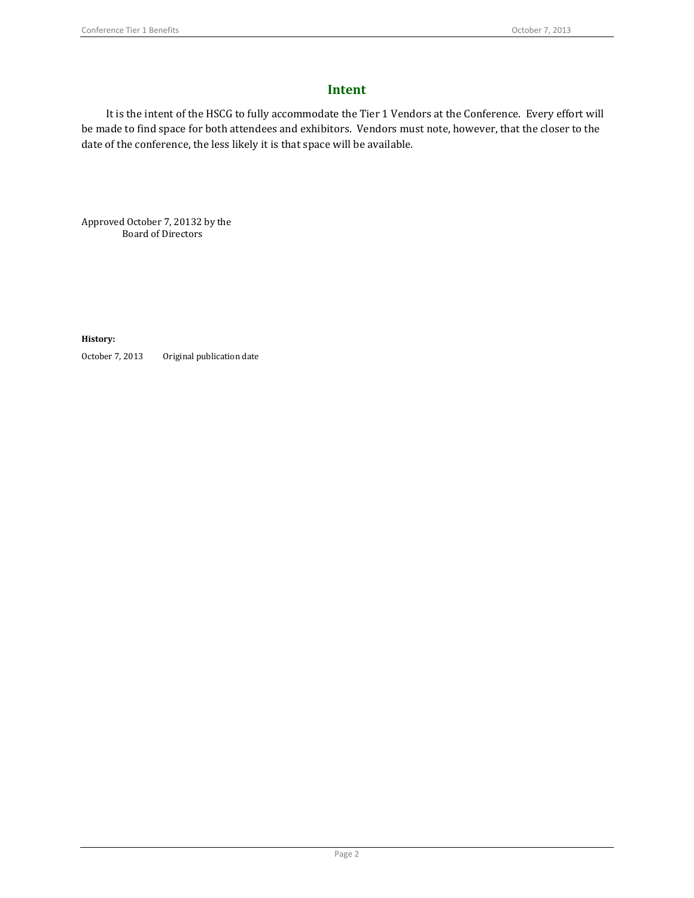## Intent

It is the intent of the HSCG to fully accommodate the Tier 1 Vendors at the Conference. Every effort will be made to find space for both attendees and exhibitors. Vendors must note, however, that the closer to the date of the conference, the less likely it is that space will be available.

Approved October 7, 20132 by the
Board of Directors

**History:**

October 7, 2013 Original publication date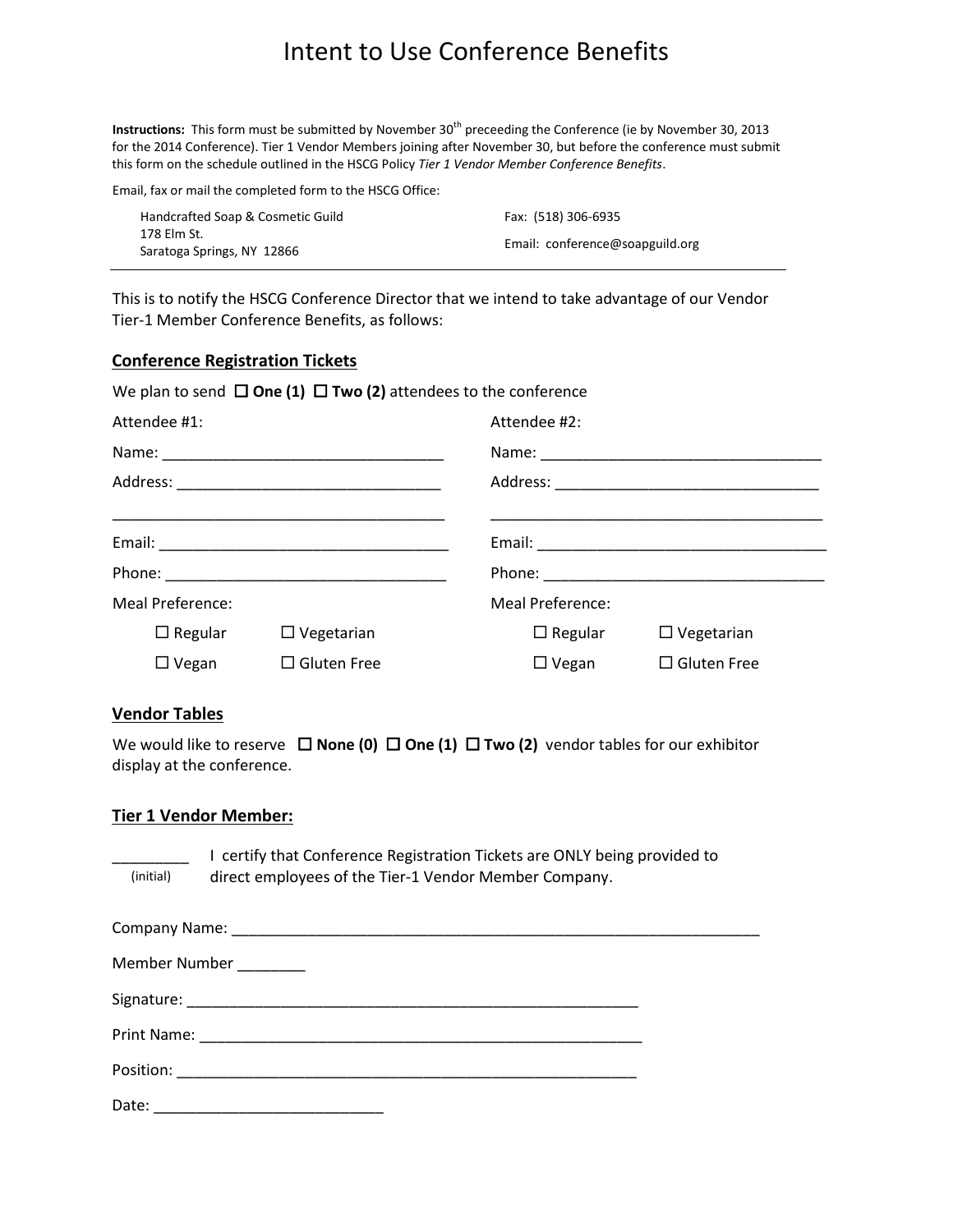# Intent to Use Conference Benefits

**Instructions:** This form must be submitted by November 30th preceeding the Conference (ie by November 30, 2013 for the 2014 Conference). Tier 1 Vendor Members joining after November 30, but before the conference must submit this form on the schedule outlined in the HSCG Policy *Tier 1 Vendor Member Conference Benefits*.

Email, fax or mail the completed form to the HSCG Office:

Handcrafted Soap & Cosmetic Guild
178 Elm St.
Saratoga Springs, NY 12866

Fax: (518) 306-6935

Email: conference@soapguild.org

---

This is to notify the HSCG Conference Director that we intend to take advantage of our Vendor Tier-1 Member Conference Benefits, as follows:

## Conference Registration Tickets

We plan to send ☐ **One (1)** ☐ **Two (2)** attendees to the conference

Attendee #1:

Name: ________________________________

Address: ______________________________

_______________________________________

Email: _________________________________

Phone: ________________________________

Meal Preference:

☐ Regular ☐ Vegetarian

☐ Vegan ☐ Gluten Free

Attendee #2:

Name: ________________________________

Address: ______________________________

_______________________________________

Email: _________________________________

Phone: ________________________________

Meal Preference:

☐ Regular ☐ Vegetarian

☐ Vegan ☐ Gluten Free

## Vendor Tables

We would like to reserve ☐ **None (0)** ☐ **One (1)** ☐ **Two (2)** vendor tables for our exhibitor display at the conference.

## Tier 1 Vendor Member:

_________ (initial) I certify that Conference Registration Tickets are ONLY being provided to direct employees of the Tier-1 Vendor Member Company.

Company Name: ____________________________________________________________

Member Number ________

Signature: ____________________________________________________

Print Name: ___________________________________________________

Position: _____________________________________________________

Date: ___________________________